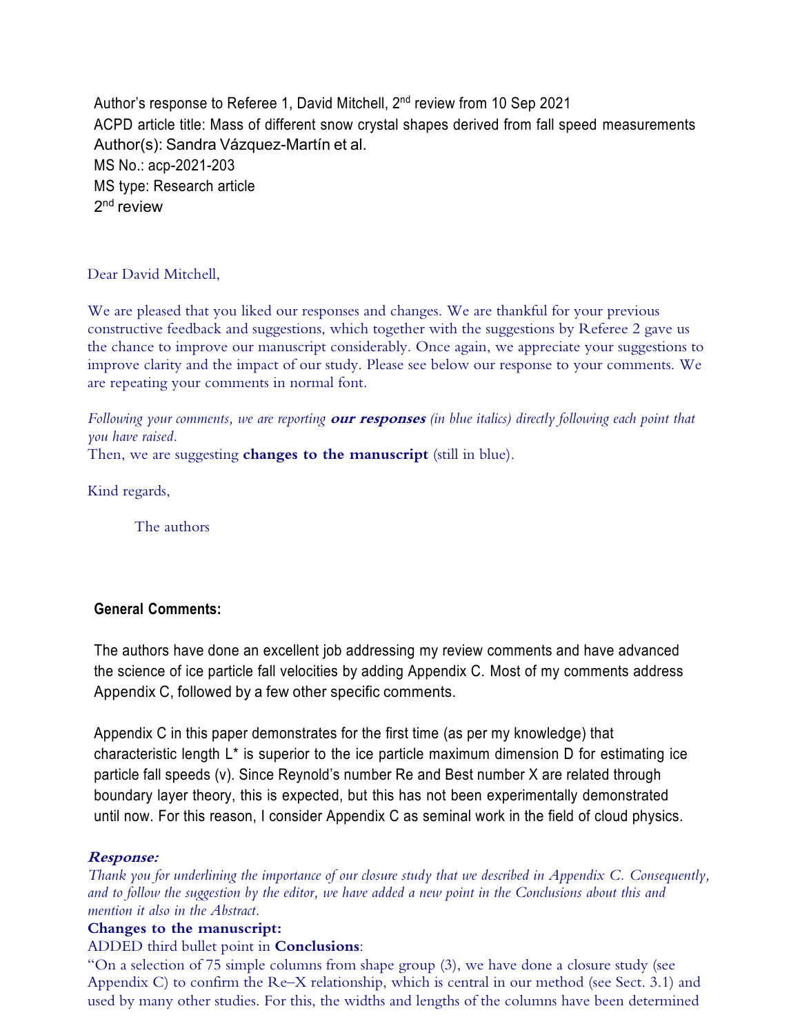Author's response to Referee 1, David Mitchell, 2nd review from 10 Sep 2021
ACPD article title: Mass of different snow crystal shapes derived from fall speed measurements
Author(s): Sandra Vázquez-Martín et al.
MS No.: acp-2021-203
MS type: Research article
2nd review

Dear David Mitchell,

We are pleased that you liked our responses and changes. We are thankful for your previous constructive feedback and suggestions, which together with the suggestions by Referee 2 gave us the chance to improve our manuscript considerably. Once again, we appreciate your suggestions to improve clarity and the impact of our study. Please see below our response to your comments. We are repeating your comments in normal font.

*Following your comments, we are reporting* ***our responses*** *(in blue italics) directly following each point that you have raised.*
Then, we are suggesting **changes to the manuscript** (still in blue).

Kind regards,

The authors

**General Comments:**

The authors have done an excellent job addressing my review comments and have advanced the science of ice particle fall velocities by adding Appendix C. Most of my comments address Appendix C, followed by a few other specific comments.

Appendix C in this paper demonstrates for the first time (as per my knowledge) that characteristic length L* is superior to the ice particle maximum dimension D for estimating ice particle fall speeds (v). Since Reynold's number Re and Best number X are related through boundary layer theory, this is expected, but this has not been experimentally demonstrated until now. For this reason, I consider Appendix C as seminal work in the field of cloud physics.

***Response:***
*Thank you for underlining the importance of our closure study that we described in Appendix C. Consequently, and to follow the suggestion by the editor, we have added a new point in the Conclusions about this and mention it also in the Abstract.*

**Changes to the manuscript:**
ADDED third bullet point in **Conclusions**:
"On a selection of 75 simple columns from shape group (3), we have done a closure study (see Appendix C) to confirm the Re–X relationship, which is central in our method (see Sect. 3.1) and used by many other studies. For this, the widths and lengths of the columns have been determined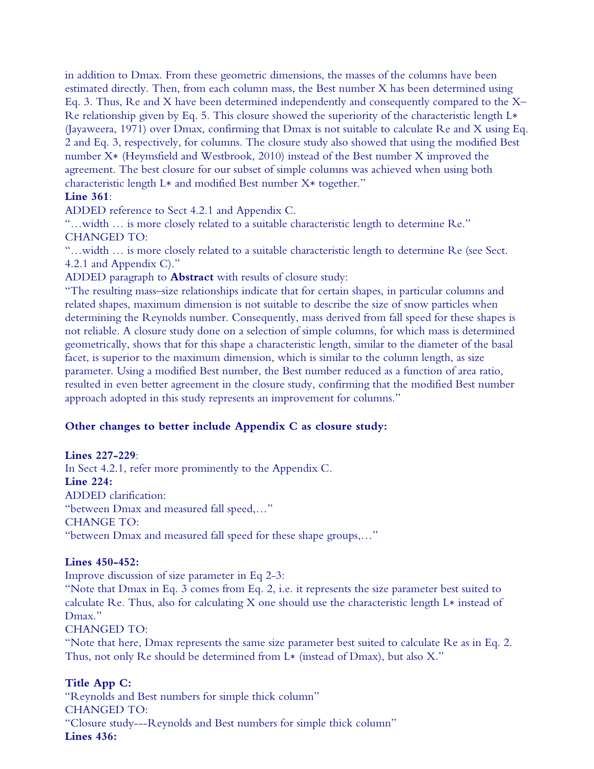in addition to Dmax. From these geometric dimensions, the masses of the columns have been estimated directly. Then, from each column mass, the Best number X has been determined using Eq. 3. Thus, Re and X have been determined independently and consequently compared to the X–Re relationship given by Eq. 5. This closure showed the superiority of the characteristic length L∗ (Jayaweera, 1971) over Dmax, confirming that Dmax is not suitable to calculate Re and X using Eq. 2 and Eq. 3, respectively, for columns. The closure study also showed that using the modified Best number X∗ (Heymsfield and Westbrook, 2010) instead of the Best number X improved the agreement. The best closure for our subset of simple columns was achieved when using both characteristic length L∗ and modified Best number X∗ together."

**Line 361**:

ADDED reference to Sect 4.2.1 and Appendix C.

"…width … is more closely related to a suitable characteristic length to determine Re."

CHANGED TO:

"…width … is more closely related to a suitable characteristic length to determine Re (see Sect. 4.2.1 and Appendix C)."

ADDED paragraph to **Abstract** with results of closure study:

"The resulting mass–size relationships indicate that for certain shapes, in particular columns and related shapes, maximum dimension is not suitable to describe the size of snow particles when determining the Reynolds number. Consequently, mass derived from fall speed for these shapes is not reliable. A closure study done on a selection of simple columns, for which mass is determined geometrically, shows that for this shape a characteristic length, similar to the diameter of the basal facet, is superior to the maximum dimension, which is similar to the column length, as size parameter. Using a modified Best number, the Best number reduced as a function of area ratio, resulted in even better agreement in the closure study, confirming that the modified Best number approach adopted in this study represents an improvement for columns."

**Other changes to better include Appendix C as closure study:**

**Lines 227-229**:

In Sect 4.2.1, refer more prominently to the Appendix C.

**Line 224:**

ADDED clarification:

"between Dmax and measured fall speed,…"

CHANGE TO:

"between Dmax and measured fall speed for these shape groups,…"

**Lines 450-452:**

Improve discussion of size parameter in Eq 2-3:

"Note that Dmax in Eq. 3 comes from Eq. 2, i.e. it represents the size parameter best suited to calculate Re. Thus, also for calculating X one should use the characteristic length L∗ instead of Dmax."

CHANGED TO:

"Note that here, Dmax represents the same size parameter best suited to calculate Re as in Eq. 2. Thus, not only Re should be determined from L∗ (instead of Dmax), but also X."

**Title App C:**

"Reynolds and Best numbers for simple thick column"

CHANGED TO:

"Closure study---Reynolds and Best numbers for simple thick column"

**Lines 436:**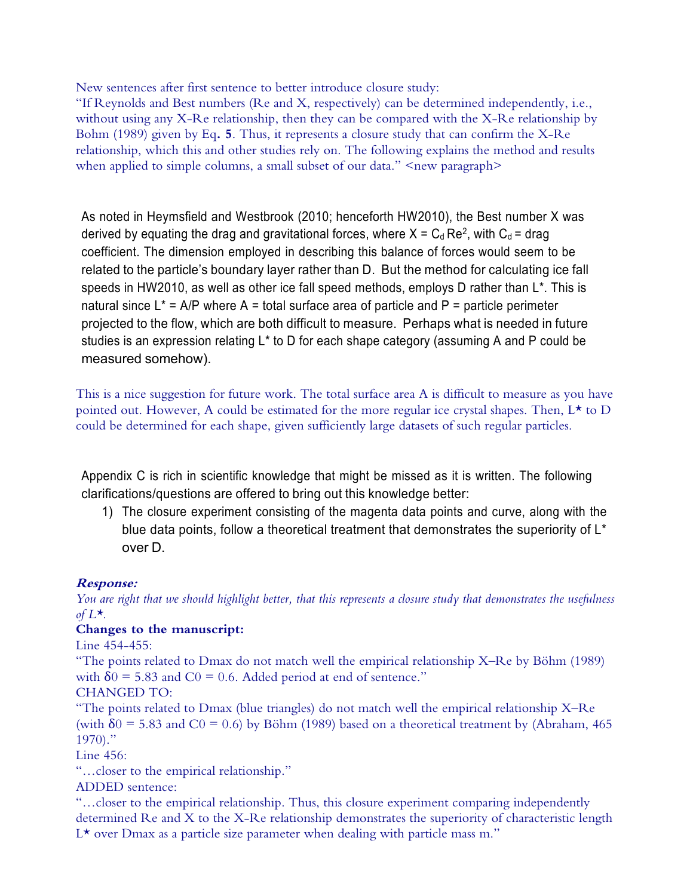New sentences after first sentence to better introduce closure study:
"If Reynolds and Best numbers (Re and X, respectively) can be determined independently, i.e., without using any X-Re relationship, then they can be compared with the X-Re relationship by Bohm (1989) given by Eq. **5**. Thus, it represents a closure study that can confirm the X-Re relationship, which this and other studies rely on. The following explains the method and results when applied to simple columns, a small subset of our data." <new paragraph>

As noted in Heymsfield and Westbrook (2010; henceforth HW2010), the Best number X was derived by equating the drag and gravitational forces, where $X = C_d Re^2$, with $C_d$ = drag coefficient. The dimension employed in describing this balance of forces would seem to be related to the particle's boundary layer rather than D. But the method for calculating ice fall speeds in HW2010, as well as other ice fall speed methods, employs D rather than L*. This is natural since L* = A/P where A = total surface area of particle and P = particle perimeter projected to the flow, which are both difficult to measure. Perhaps what is needed in future studies is an expression relating L* to D for each shape category (assuming A and P could be measured somehow).

This is a nice suggestion for future work. The total surface area A is difficult to measure as you have pointed out. However, A could be estimated for the more regular ice crystal shapes. Then, L* to D could be determined for each shape, given sufficiently large datasets of such regular particles.

Appendix C is rich in scientific knowledge that might be missed as it is written. The following clarifications/questions are offered to bring out this knowledge better:

1) The closure experiment consisting of the magenta data points and curve, along with the blue data points, follow a theoretical treatment that demonstrates the superiority of L* over D.

***Response:***

*You are right that we should highlight better, that this represents a closure study that demonstrates the usefulness of L*.*

**Changes to the manuscript:**

Line 454-455:

"The points related to Dmax do not match well the empirical relationship X–Re by Böhm (1989) with $\delta 0 = 5.83$ and $C0 = 0.6$. Added period at end of sentence."

CHANGED TO:

"The points related to Dmax (blue triangles) do not match well the empirical relationship X–Re (with $\delta 0 = 5.83$ and $C0 = 0.6$) by Böhm (1989) based on a theoretical treatment by (Abraham, 465 1970)."

Line 456:

"…closer to the empirical relationship."

ADDED sentence:

"…closer to the empirical relationship. Thus, this closure experiment comparing independently determined Re and X to the X-Re relationship demonstrates the superiority of characteristic length L* over Dmax as a particle size parameter when dealing with particle mass m."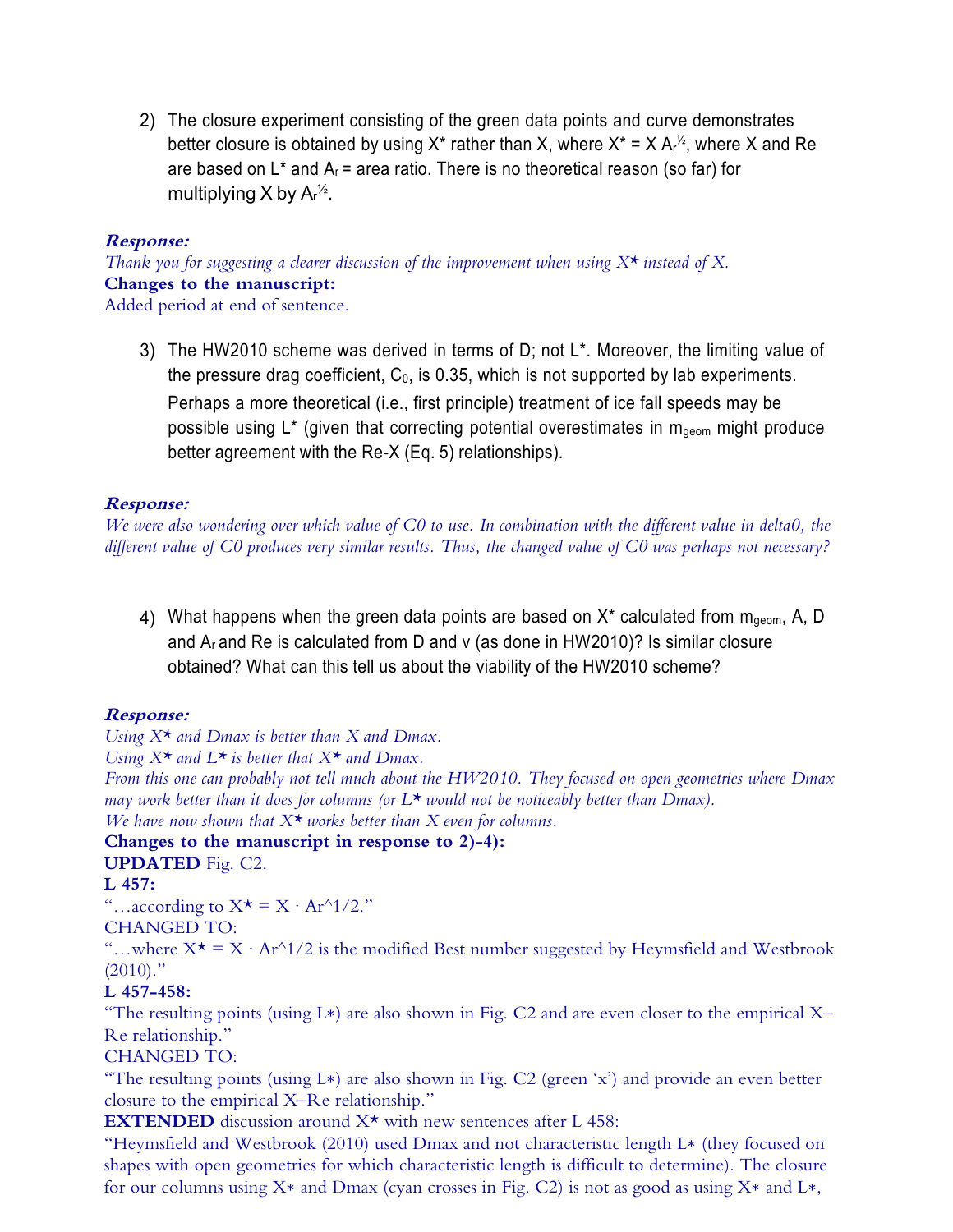2) The closure experiment consisting of the green data points and curve demonstrates better closure is obtained by using $X^*$ rather than $X$, where $X^* = X A_r^{1/2}$, where $X$ and Re are based on $L^*$ and $A_r$ = area ratio. There is no theoretical reason (so far) for multiplying $X$ by $A_r^{1/2}$.

***Response:***

*Thank you for suggesting a clearer discussion of the improvement when using X⋆ instead of X.*

**Changes to the manuscript:**

Added period at end of sentence.

3) The HW2010 scheme was derived in terms of D; not $L^*$. Moreover, the limiting value of the pressure drag coefficient, $C_0$, is 0.35, which is not supported by lab experiments. Perhaps a more theoretical (i.e., first principle) treatment of ice fall speeds may be possible using $L^*$ (given that correcting potential overestimates in $m_{geom}$ might produce better agreement with the Re-X (Eq. 5) relationships).

***Response:***

*We were also wondering over which value of C0 to use. In combination with the different value in delta0, the different value of C0 produces very similar results. Thus, the changed value of C0 was perhaps not necessary?*

4) What happens when the green data points are based on $X^*$ calculated from $m_{geom}$, A, D and $A_r$ and Re is calculated from D and v (as done in HW2010)? Is similar closure obtained? What can this tell us about the viability of the HW2010 scheme?

***Response:***

*Using X⋆ and Dmax is better than X and Dmax.*
*Using X⋆ and L⋆ is better that X⋆ and Dmax.*
*From this one can probably not tell much about the HW2010. They focused on open geometries where Dmax may work better than it does for columns (or L⋆ would not be noticeably better than Dmax).*
*We have now shown that X⋆ works better than X even for columns.*

**Changes to the manuscript in response to 2)-4):**

**UPDATED** Fig. C2.

**L 457:**

"…according to X⋆ = X · Ar^1/2."

CHANGED TO:

"…where X⋆ = X · Ar^1/2 is the modified Best number suggested by Heymsfield and Westbrook (2010)."

**L 457-458:**

"The resulting points (using L∗) are also shown in Fig. C2 and are even closer to the empirical X–Re relationship."

CHANGED TO:

"The resulting points (using L∗) are also shown in Fig. C2 (green 'x') and provide an even better closure to the empirical X–Re relationship."

**EXTENDED** discussion around X⋆ with new sentences after L 458:

"Heymsfield and Westbrook (2010) used Dmax and not characteristic length L∗ (they focused on shapes with open geometries for which characteristic length is difficult to determine). The closure for our columns using X∗ and Dmax (cyan crosses in Fig. C2) is not as good as using X∗ and L∗,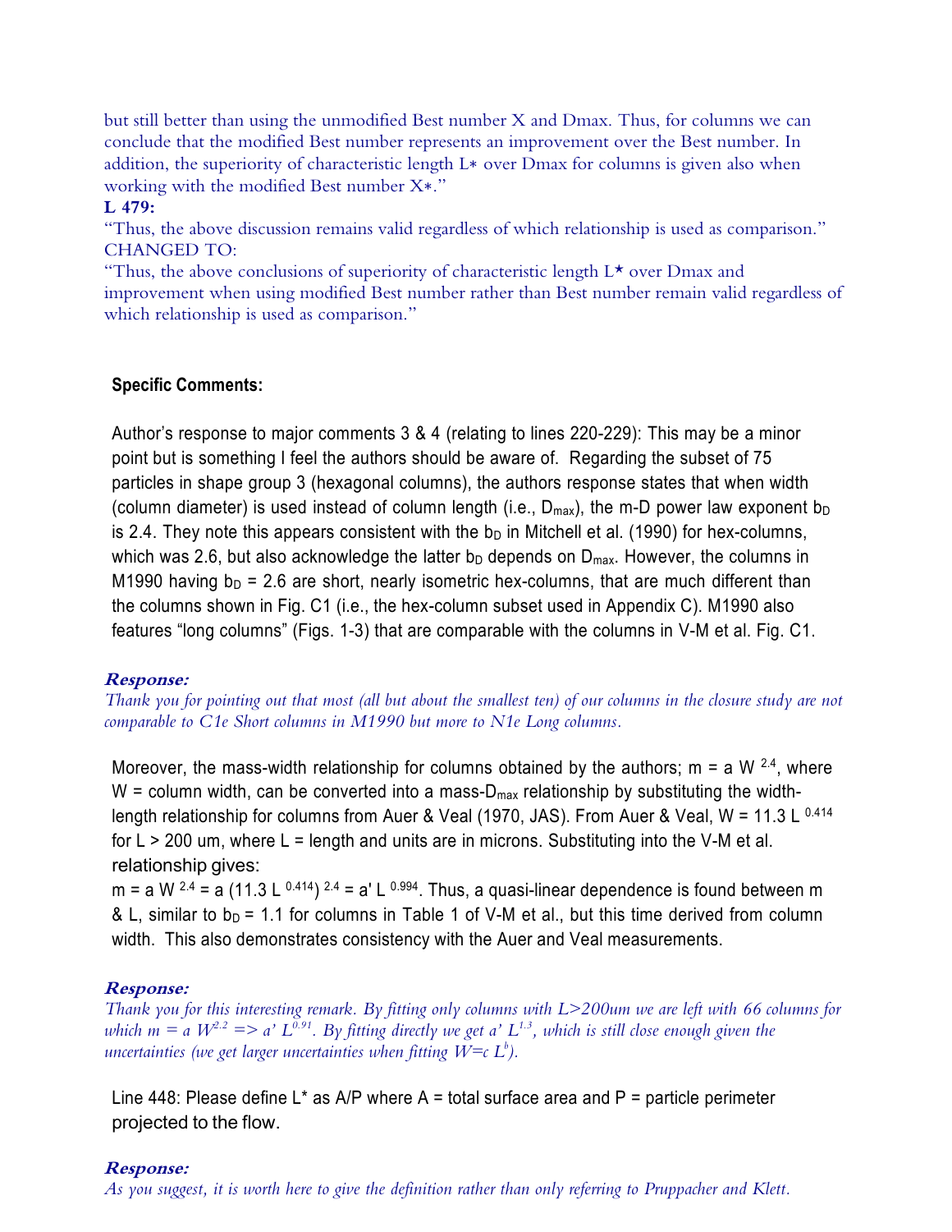but still better than using the unmodified Best number X and Dmax. Thus, for columns we can conclude that the modified Best number represents an improvement over the Best number. In addition, the superiority of characteristic length $L*$ over Dmax for columns is given also when working with the modified Best number $X*$."

**L 479:**

"Thus, the above discussion remains valid regardless of which relationship is used as comparison."

CHANGED TO:

"Thus, the above conclusions of superiority of characteristic length $L^\star$ over Dmax and improvement when using modified Best number rather than Best number remain valid regardless of which relationship is used as comparison."

**Specific Comments:**

Author's response to major comments 3 & 4 (relating to lines 220-229): This may be a minor point but is something I feel the authors should be aware of. Regarding the subset of 75 particles in shape group 3 (hexagonal columns), the authors response states that when width (column diameter) is used instead of column length (i.e., $D_{max}$), the m-D power law exponent $b_D$ is 2.4. They note this appears consistent with the $b_D$ in Mitchell et al. (1990) for hex-columns, which was 2.6, but also acknowledge the latter $b_D$ depends on $D_{max}$. However, the columns in M1990 having $b_D$ = 2.6 are short, nearly isometric hex-columns, that are much different than the columns shown in Fig. C1 (i.e., the hex-column subset used in Appendix C). M1990 also features "long columns" (Figs. 1-3) that are comparable with the columns in V-M et al. Fig. C1.

***Response:***

*Thank you for pointing out that most (all but about the smallest ten) of our columns in the closure study are not comparable to C1e Short columns in M1990 but more to N1e Long columns.*

Moreover, the mass-width relationship for columns obtained by the authors; $m = a\, W^{2.4}$, where W = column width, can be converted into a mass-$D_{max}$ relationship by substituting the width-length relationship for columns from Auer & Veal (1970, JAS). From Auer & Veal, $W = 11.3\, L^{0.414}$ for L > 200 um, where L = length and units are in microns. Substituting into the V-M et al. relationship gives:

$m = a\, W^{2.4} = a\, (11.3\, L^{0.414})^{2.4} = a'\, L^{0.994}$. Thus, a quasi-linear dependence is found between m & L, similar to $b_D$ = 1.1 for columns in Table 1 of V-M et al., but this time derived from column width. This also demonstrates consistency with the Auer and Veal measurements.

***Response:***

*Thank you for this interesting remark. By fitting only columns with L>200um we are left with 66 columns for which $m = a\, W^{2.2} \Rightarrow a'\, L^{0.91}$. By fitting directly we get $a'\, L^{1.3}$, which is still close enough given the uncertainties (we get larger uncertainties when fitting $W = c\, L^b$).*

Line 448: Please define L* as A/P where A = total surface area and P = particle perimeter projected to the flow.

***Response:***

*As you suggest, it is worth here to give the definition rather than only referring to Pruppacher and Klett.*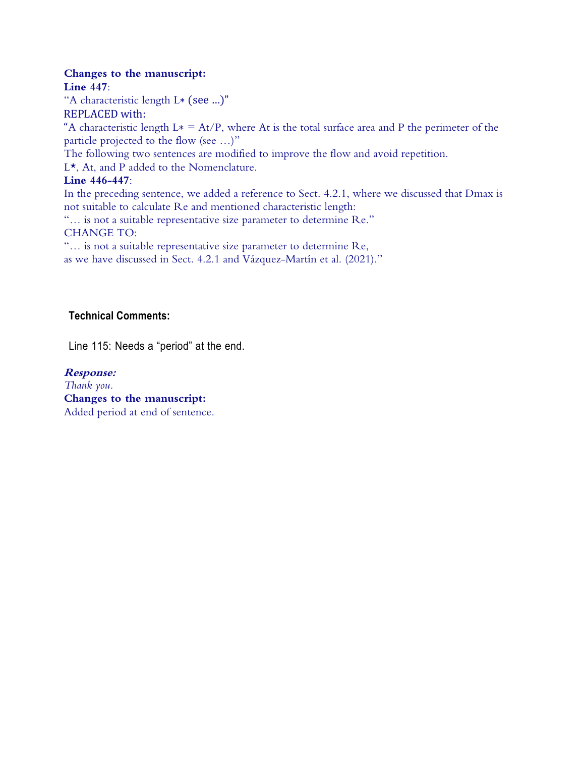**Changes to the manuscript:**

**Line 447**:

"A characteristic length $L*$ (see ...)"

REPLACED with:

"A characteristic length $L* = At/P$, where At is the total surface area and P the perimeter of the particle projected to the flow (see …)"

The following two sentences are modified to improve the flow and avoid repetition.

$L^\star$, At, and P added to the Nomenclature.

**Line 446-447**:

In the preceding sentence, we added a reference to Sect. 4.2.1, where we discussed that Dmax is not suitable to calculate Re and mentioned characteristic length:

"… is not a suitable representative size parameter to determine Re."

CHANGE TO:

"… is not a suitable representative size parameter to determine Re,
as we have discussed in Sect. 4.2.1 and Vázquez-Martín et al. (2021)."

### Technical Comments:

Line 115: Needs a "period" at the end.

***Response:***

*Thank you.*

**Changes to the manuscript:**

Added period at end of sentence.